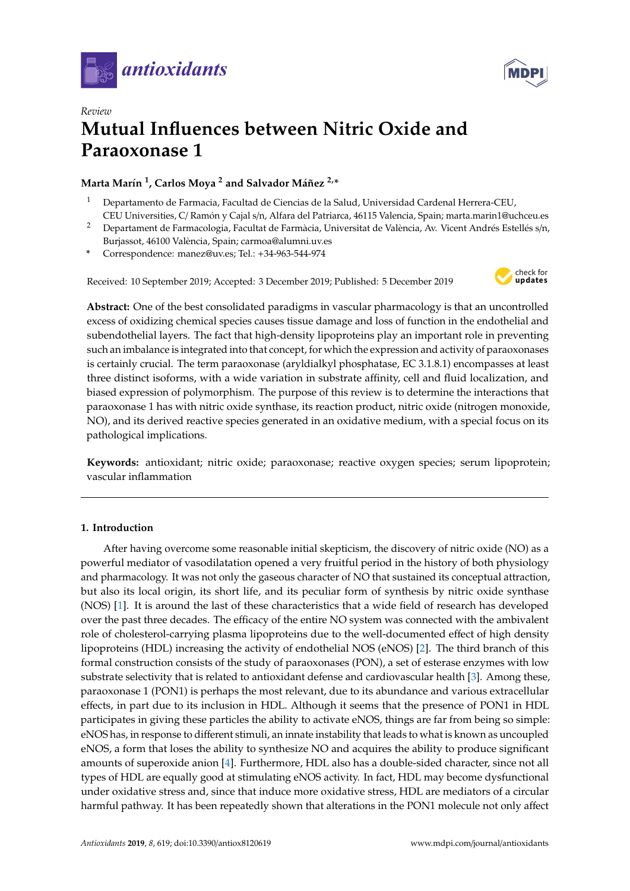*Review*

# Mutual Influences between Nitric Oxide and Paraoxonase 1

**Marta Marín [1], Carlos Moya [2] and Salvador Máñez [2,*]**

[1] Departamento de Farmacia, Facultad de Ciencias de la Salud, Universidad Cardenal Herrera-CEU, CEU Universities, C/ Ramón y Cajal s/n, Alfara del Patriarca, 46115 Valencia, Spain; marta.marin1@uchceu.es

[2] Departament de Farmacologia, Facultat de Farmàcia, Universitat de València, Av. Vicent Andrés Estellés s/n, Burjassot, 46100 València, Spain; carmoa@alumni.uv.es

[*] Correspondence: manez@uv.es; Tel.: +34-963-544-974

Received: 10 September 2019; Accepted: 3 December 2019; Published: 5 December 2019

**Abstract:** One of the best consolidated paradigms in vascular pharmacology is that an uncontrolled excess of oxidizing chemical species causes tissue damage and loss of function in the endothelial and subendothelial layers. The fact that high-density lipoproteins play an important role in preventing such an imbalance is integrated into that concept, for which the expression and activity of paraoxonases is certainly crucial. The term paraoxonase (aryldialkyl phosphatase, EC 3.1.8.1) encompasses at least three distinct isoforms, with a wide variation in substrate affinity, cell and fluid localization, and biased expression of polymorphism. The purpose of this review is to determine the interactions that paraoxonase 1 has with nitric oxide synthase, its reaction product, nitric oxide (nitrogen monoxide, NO), and its derived reactive species generated in an oxidative medium, with a special focus on its pathological implications.

**Keywords:** antioxidant; nitric oxide; paraoxonase; reactive oxygen species; serum lipoprotein; vascular inflammation

## 1. Introduction

After having overcome some reasonable initial skepticism, the discovery of nitric oxide (NO) as a powerful mediator of vasodilatation opened a very fruitful period in the history of both physiology and pharmacology. It was not only the gaseous character of NO that sustained its conceptual attraction, but also its local origin, its short life, and its peculiar form of synthesis by nitric oxide synthase (NOS) [1]. It is around the last of these characteristics that a wide field of research has developed over the past three decades. The efficacy of the entire NO system was connected with the ambivalent role of cholesterol-carrying plasma lipoproteins due to the well-documented effect of high density lipoproteins (HDL) increasing the activity of endothelial NOS (eNOS) [2]. The third branch of this formal construction consists of the study of paraoxonases (PON), a set of esterase enzymes with low substrate selectivity that is related to antioxidant defense and cardiovascular health [3]. Among these, paraoxonase 1 (PON1) is perhaps the most relevant, due to its abundance and various extracellular effects, in part due to its inclusion in HDL. Although it seems that the presence of PON1 in HDL participates in giving these particles the ability to activate eNOS, things are far from being so simple: eNOS has, in response to different stimuli, an innate instability that leads to what is known as uncoupled eNOS, a form that loses the ability to synthesize NO and acquires the ability to produce significant amounts of superoxide anion [4]. Furthermore, HDL also has a double-sided character, since not all types of HDL are equally good at stimulating eNOS activity. In fact, HDL may become dysfunctional under oxidative stress and, since that induce more oxidative stress, HDL are mediators of a circular harmful pathway. It has been repeatedly shown that alterations in the PON1 molecule not only affect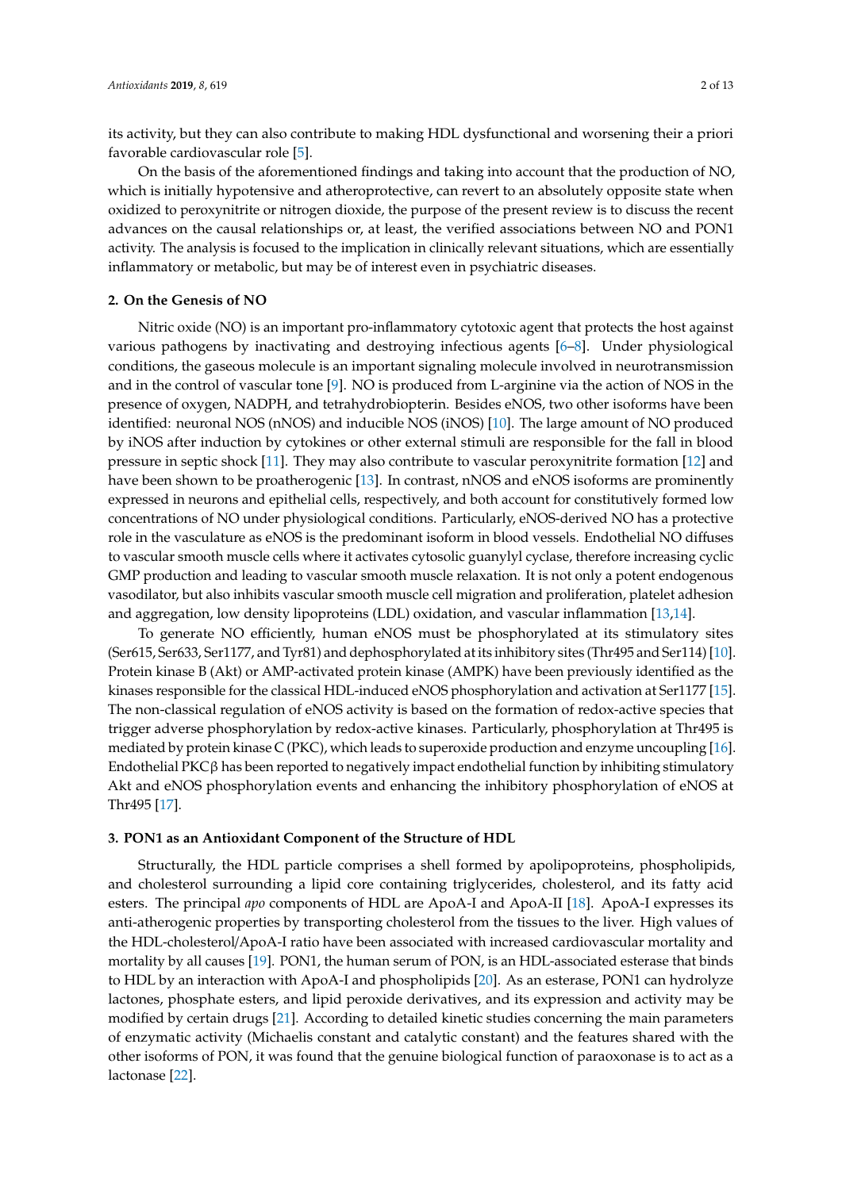its activity, but they can also contribute to making HDL dysfunctional and worsening their a priori favorable cardiovascular role [5].

On the basis of the aforementioned findings and taking into account that the production of NO, which is initially hypotensive and atheroprotective, can revert to an absolutely opposite state when oxidized to peroxynitrite or nitrogen dioxide, the purpose of the present review is to discuss the recent advances on the causal relationships or, at least, the verified associations between NO and PON1 activity. The analysis is focused to the implication in clinically relevant situations, which are essentially inflammatory or metabolic, but may be of interest even in psychiatric diseases.

## 2. On the Genesis of NO

Nitric oxide (NO) is an important pro-inflammatory cytotoxic agent that protects the host against various pathogens by inactivating and destroying infectious agents [6–8]. Under physiological conditions, the gaseous molecule is an important signaling molecule involved in neurotransmission and in the control of vascular tone [9]. NO is produced from L-arginine via the action of NOS in the presence of oxygen, NADPH, and tetrahydrobiopterin. Besides eNOS, two other isoforms have been identified: neuronal NOS (nNOS) and inducible NOS (iNOS) [10]. The large amount of NO produced by iNOS after induction by cytokines or other external stimuli are responsible for the fall in blood pressure in septic shock [11]. They may also contribute to vascular peroxynitrite formation [12] and have been shown to be proatherogenic [13]. In contrast, nNOS and eNOS isoforms are prominently expressed in neurons and epithelial cells, respectively, and both account for constitutively formed low concentrations of NO under physiological conditions. Particularly, eNOS-derived NO has a protective role in the vasculature as eNOS is the predominant isoform in blood vessels. Endothelial NO diffuses to vascular smooth muscle cells where it activates cytosolic guanylyl cyclase, therefore increasing cyclic GMP production and leading to vascular smooth muscle relaxation. It is not only a potent endogenous vasodilator, but also inhibits vascular smooth muscle cell migration and proliferation, platelet adhesion and aggregation, low density lipoproteins (LDL) oxidation, and vascular inflammation [13,14].

To generate NO efficiently, human eNOS must be phosphorylated at its stimulatory sites (Ser615, Ser633, Ser1177, and Tyr81) and dephosphorylated at its inhibitory sites (Thr495 and Ser114) [10]. Protein kinase B (Akt) or AMP-activated protein kinase (AMPK) have been previously identified as the kinases responsible for the classical HDL-induced eNOS phosphorylation and activation at Ser1177 [15]. The non-classical regulation of eNOS activity is based on the formation of redox-active species that trigger adverse phosphorylation by redox-active kinases. Particularly, phosphorylation at Thr495 is mediated by protein kinase C (PKC), which leads to superoxide production and enzyme uncoupling [16]. Endothelial PKCβ has been reported to negatively impact endothelial function by inhibiting stimulatory Akt and eNOS phosphorylation events and enhancing the inhibitory phosphorylation of eNOS at Thr495 [17].

## 3. PON1 as an Antioxidant Component of the Structure of HDL

Structurally, the HDL particle comprises a shell formed by apolipoproteins, phospholipids, and cholesterol surrounding a lipid core containing triglycerides, cholesterol, and its fatty acid esters. The principal *apo* components of HDL are ApoA-I and ApoA-II [18]. ApoA-I expresses its anti-atherogenic properties by transporting cholesterol from the tissues to the liver. High values of the HDL-cholesterol/ApoA-I ratio have been associated with increased cardiovascular mortality and mortality by all causes [19]. PON1, the human serum of PON, is an HDL-associated esterase that binds to HDL by an interaction with ApoA-I and phospholipids [20]. As an esterase, PON1 can hydrolyze lactones, phosphate esters, and lipid peroxide derivatives, and its expression and activity may be modified by certain drugs [21]. According to detailed kinetic studies concerning the main parameters of enzymatic activity (Michaelis constant and catalytic constant) and the features shared with the other isoforms of PON, it was found that the genuine biological function of paraoxonase is to act as a lactonase [22].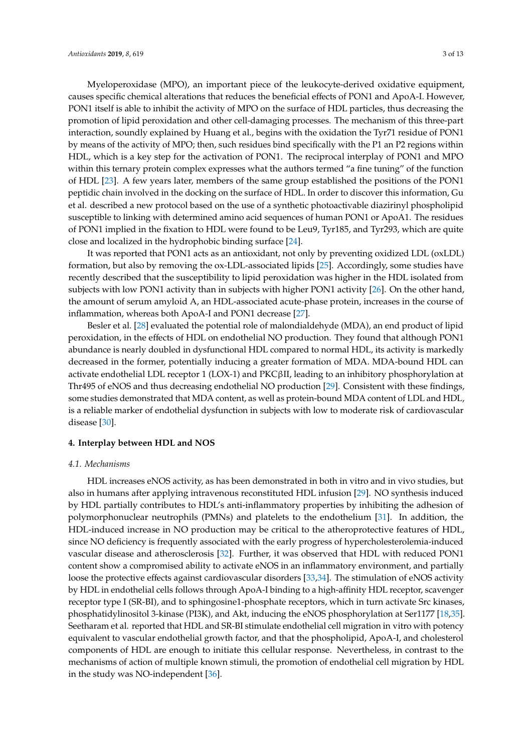Myeloperoxidase (MPO), an important piece of the leukocyte-derived oxidative equipment, causes specific chemical alterations that reduces the beneficial effects of PON1 and ApoA-I. However, PON1 itself is able to inhibit the activity of MPO on the surface of HDL particles, thus decreasing the promotion of lipid peroxidation and other cell-damaging processes. The mechanism of this three-part interaction, soundly explained by Huang et al., begins with the oxidation the Tyr71 residue of PON1 by means of the activity of MPO; then, such residues bind specifically with the P1 an P2 regions within HDL, which is a key step for the activation of PON1. The reciprocal interplay of PON1 and MPO within this ternary protein complex expresses what the authors termed "a fine tuning" of the function of HDL [23]. A few years later, members of the same group established the positions of the PON1 peptidic chain involved in the docking on the surface of HDL. In order to discover this information, Gu et al. described a new protocol based on the use of a synthetic photoactivable diazirinyl phospholipid susceptible to linking with determined amino acid sequences of human PON1 or ApoA1. The residues of PON1 implied in the fixation to HDL were found to be Leu9, Tyr185, and Tyr293, which are quite close and localized in the hydrophobic binding surface [24].

It was reported that PON1 acts as an antioxidant, not only by preventing oxidized LDL (oxLDL) formation, but also by removing the ox-LDL-associated lipids [25]. Accordingly, some studies have recently described that the susceptibility to lipid peroxidation was higher in the HDL isolated from subjects with low PON1 activity than in subjects with higher PON1 activity [26]. On the other hand, the amount of serum amyloid A, an HDL-associated acute-phase protein, increases in the course of inflammation, whereas both ApoA-I and PON1 decrease [27].

Besler et al. [28] evaluated the potential role of malondialdehyde (MDA), an end product of lipid peroxidation, in the effects of HDL on endothelial NO production. They found that although PON1 abundance is nearly doubled in dysfunctional HDL compared to normal HDL, its activity is markedly decreased in the former, potentially inducing a greater formation of MDA. MDA-bound HDL can activate endothelial LDL receptor 1 (LOX-1) and PKCβII, leading to an inhibitory phosphorylation at Thr495 of eNOS and thus decreasing endothelial NO production [29]. Consistent with these findings, some studies demonstrated that MDA content, as well as protein-bound MDA content of LDL and HDL, is a reliable marker of endothelial dysfunction in subjects with low to moderate risk of cardiovascular disease [30].

## 4. Interplay between HDL and NOS

### *4.1. Mechanisms*

HDL increases eNOS activity, as has been demonstrated in both in vitro and in vivo studies, but also in humans after applying intravenous reconstituted HDL infusion [29]. NO synthesis induced by HDL partially contributes to HDL's anti-inflammatory properties by inhibiting the adhesion of polymorphonuclear neutrophils (PMNs) and platelets to the endothelium [31]. In addition, the HDL-induced increase in NO production may be critical to the atheroprotective features of HDL, since NO deficiency is frequently associated with the early progress of hypercholesterolemia-induced vascular disease and atherosclerosis [32]. Further, it was observed that HDL with reduced PON1 content show a compromised ability to activate eNOS in an inflammatory environment, and partially loose the protective effects against cardiovascular disorders [33,34]. The stimulation of eNOS activity by HDL in endothelial cells follows through ApoA-I binding to a high-affinity HDL receptor, scavenger receptor type I (SR-BI), and to sphingosine1-phosphate receptors, which in turn activate Src kinases, phosphatidylinositol 3-kinase (PI3K), and Akt, inducing the eNOS phosphorylation at Ser1177 [18,35]. Seetharam et al. reported that HDL and SR-BI stimulate endothelial cell migration in vitro with potency equivalent to vascular endothelial growth factor, and that the phospholipid, ApoA-I, and cholesterol components of HDL are enough to initiate this cellular response. Nevertheless, in contrast to the mechanisms of action of multiple known stimuli, the promotion of endothelial cell migration by HDL in the study was NO-independent [36].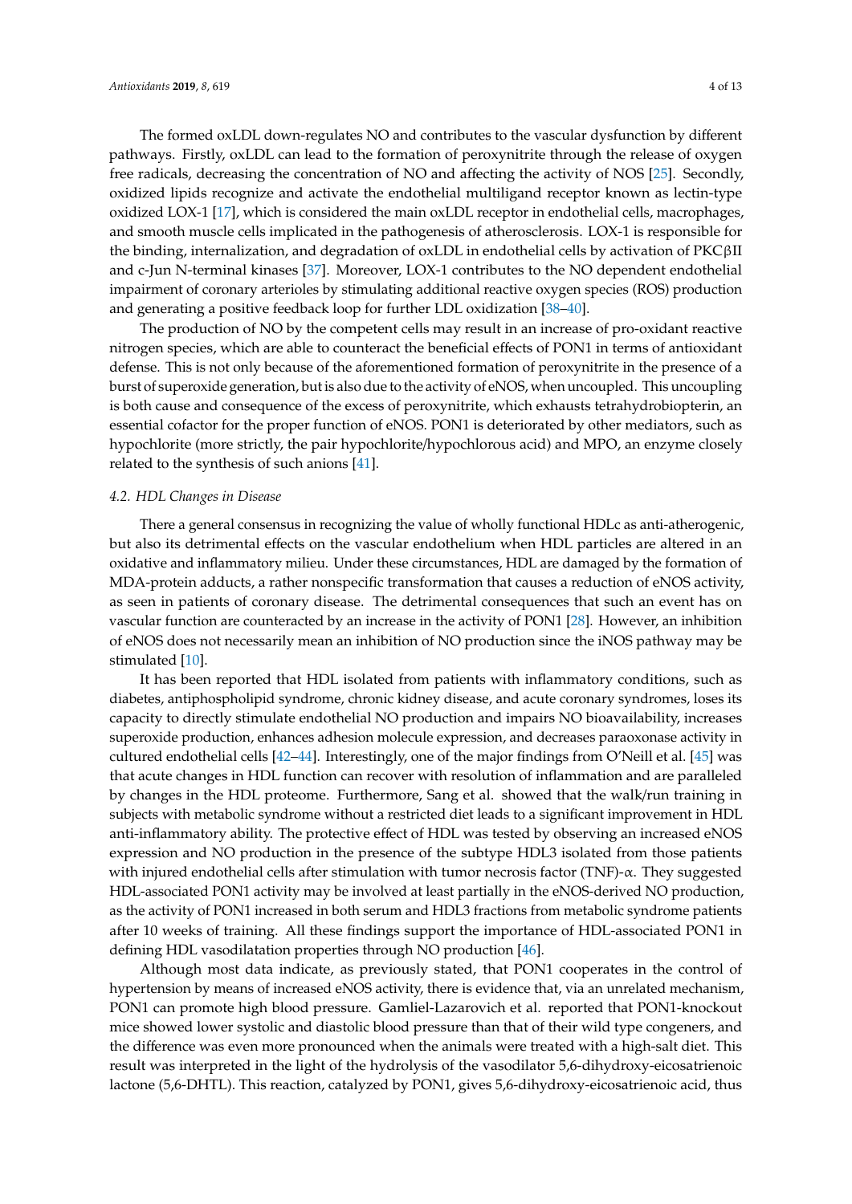The formed oxLDL down-regulates NO and contributes to the vascular dysfunction by different pathways. Firstly, oxLDL can lead to the formation of peroxynitrite through the release of oxygen free radicals, decreasing the concentration of NO and affecting the activity of NOS [25]. Secondly, oxidized lipids recognize and activate the endothelial multiligand receptor known as lectin-type oxidized LOX-1 [17], which is considered the main oxLDL receptor in endothelial cells, macrophages, and smooth muscle cells implicated in the pathogenesis of atherosclerosis. LOX-1 is responsible for the binding, internalization, and degradation of oxLDL in endothelial cells by activation of PKCβII and c-Jun N-terminal kinases [37]. Moreover, LOX-1 contributes to the NO dependent endothelial impairment of coronary arterioles by stimulating additional reactive oxygen species (ROS) production and generating a positive feedback loop for further LDL oxidization [38–40].

The production of NO by the competent cells may result in an increase of pro-oxidant reactive nitrogen species, which are able to counteract the beneficial effects of PON1 in terms of antioxidant defense. This is not only because of the aforementioned formation of peroxynitrite in the presence of a burst of superoxide generation, but is also due to the activity of eNOS, when uncoupled. This uncoupling is both cause and consequence of the excess of peroxynitrite, which exhausts tetrahydrobiopterin, an essential cofactor for the proper function of eNOS. PON1 is deteriorated by other mediators, such as hypochlorite (more strictly, the pair hypochlorite/hypochlorous acid) and MPO, an enzyme closely related to the synthesis of such anions [41].

### *4.2. HDL Changes in Disease*

There a general consensus in recognizing the value of wholly functional HDLc as anti-atherogenic, but also its detrimental effects on the vascular endothelium when HDL particles are altered in an oxidative and inflammatory milieu. Under these circumstances, HDL are damaged by the formation of MDA-protein adducts, a rather nonspecific transformation that causes a reduction of eNOS activity, as seen in patients of coronary disease. The detrimental consequences that such an event has on vascular function are counteracted by an increase in the activity of PON1 [28]. However, an inhibition of eNOS does not necessarily mean an inhibition of NO production since the iNOS pathway may be stimulated [10].

It has been reported that HDL isolated from patients with inflammatory conditions, such as diabetes, antiphospholipid syndrome, chronic kidney disease, and acute coronary syndromes, loses its capacity to directly stimulate endothelial NO production and impairs NO bioavailability, increases superoxide production, enhances adhesion molecule expression, and decreases paraoxonase activity in cultured endothelial cells [42–44]. Interestingly, one of the major findings from O'Neill et al. [45] was that acute changes in HDL function can recover with resolution of inflammation and are paralleled by changes in the HDL proteome. Furthermore, Sang et al. showed that the walk/run training in subjects with metabolic syndrome without a restricted diet leads to a significant improvement in HDL anti-inflammatory ability. The protective effect of HDL was tested by observing an increased eNOS expression and NO production in the presence of the subtype HDL3 isolated from those patients with injured endothelial cells after stimulation with tumor necrosis factor (TNF)-α. They suggested HDL-associated PON1 activity may be involved at least partially in the eNOS-derived NO production, as the activity of PON1 increased in both serum and HDL3 fractions from metabolic syndrome patients after 10 weeks of training. All these findings support the importance of HDL-associated PON1 in defining HDL vasodilatation properties through NO production [46].

Although most data indicate, as previously stated, that PON1 cooperates in the control of hypertension by means of increased eNOS activity, there is evidence that, via an unrelated mechanism, PON1 can promote high blood pressure. Gamliel-Lazarovich et al. reported that PON1-knockout mice showed lower systolic and diastolic blood pressure than that of their wild type congeners, and the difference was even more pronounced when the animals were treated with a high-salt diet. This result was interpreted in the light of the hydrolysis of the vasodilator 5,6-dihydroxy-eicosatrienoic lactone (5,6-DHTL). This reaction, catalyzed by PON1, gives 5,6-dihydroxy-eicosatrienoic acid, thus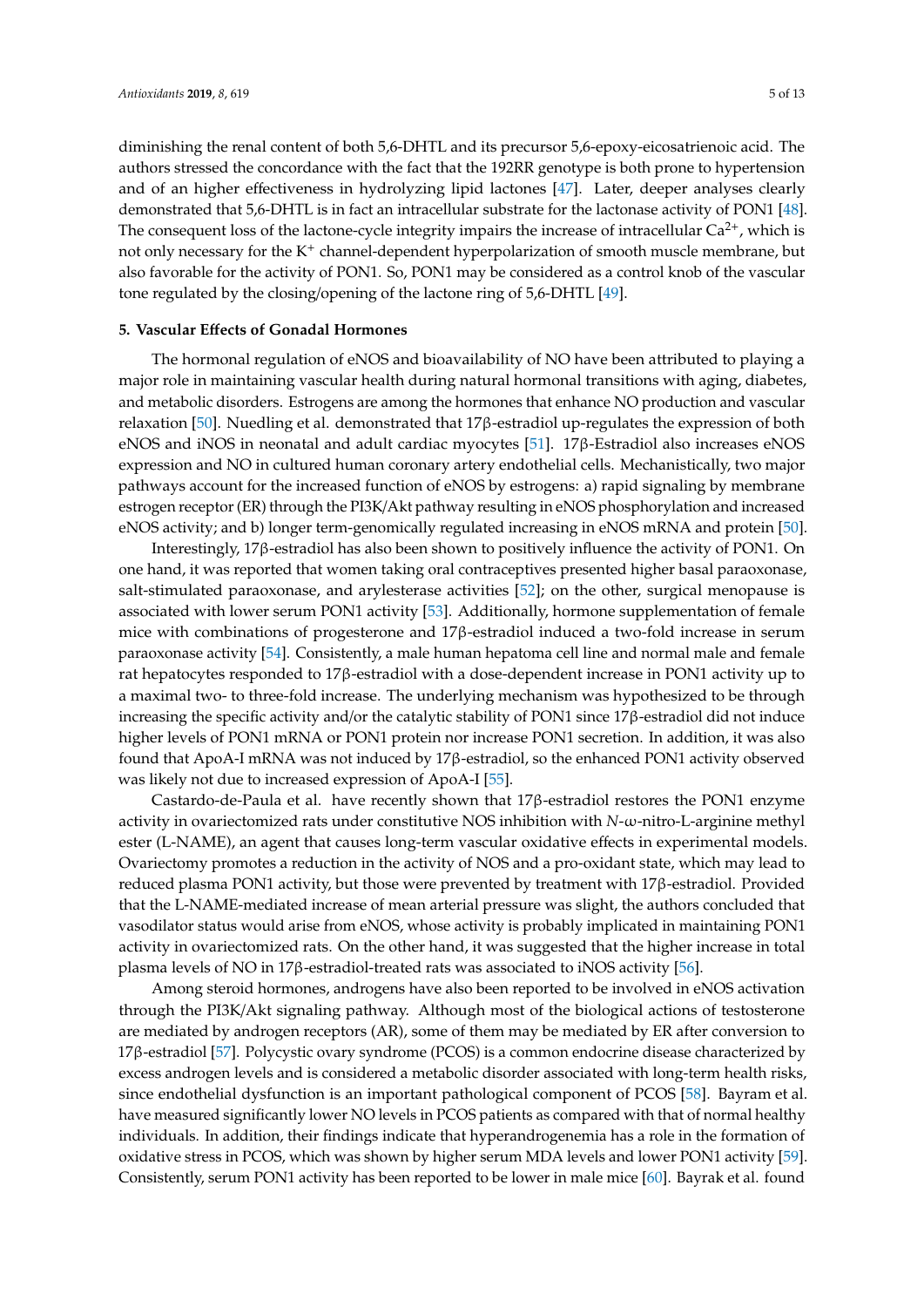diminishing the renal content of both 5,6-DHTL and its precursor 5,6-epoxy-eicosatrienoic acid. The authors stressed the concordance with the fact that the 192RR genotype is both prone to hypertension and of an higher effectiveness in hydrolyzing lipid lactones [47]. Later, deeper analyses clearly demonstrated that 5,6-DHTL is in fact an intracellular substrate for the lactonase activity of PON1 [48]. The consequent loss of the lactone-cycle integrity impairs the increase of intracellular $Ca^{2+}$, which is not only necessary for the $K^{+}$ channel-dependent hyperpolarization of smooth muscle membrane, but also favorable for the activity of PON1. So, PON1 may be considered as a control knob of the vascular tone regulated by the closing/opening of the lactone ring of 5,6-DHTL [49].

## 5. Vascular Effects of Gonadal Hormones

The hormonal regulation of eNOS and bioavailability of NO have been attributed to playing a major role in maintaining vascular health during natural hormonal transitions with aging, diabetes, and metabolic disorders. Estrogens are among the hormones that enhance NO production and vascular relaxation [50]. Nuedling et al. demonstrated that 17β-estradiol up-regulates the expression of both eNOS and iNOS in neonatal and adult cardiac myocytes [51]. 17β-Estradiol also increases eNOS expression and NO in cultured human coronary artery endothelial cells. Mechanistically, two major pathways account for the increased function of eNOS by estrogens: a) rapid signaling by membrane estrogen receptor (ER) through the PI3K/Akt pathway resulting in eNOS phosphorylation and increased eNOS activity; and b) longer term-genomically regulated increasing in eNOS mRNA and protein [50].

Interestingly, 17β-estradiol has also been shown to positively influence the activity of PON1. On one hand, it was reported that women taking oral contraceptives presented higher basal paraoxonase, salt-stimulated paraoxonase, and arylesterase activities [52]; on the other, surgical menopause is associated with lower serum PON1 activity [53]. Additionally, hormone supplementation of female mice with combinations of progesterone and 17β-estradiol induced a two-fold increase in serum paraoxonase activity [54]. Consistently, a male human hepatoma cell line and normal male and female rat hepatocytes responded to 17β-estradiol with a dose-dependent increase in PON1 activity up to a maximal two- to three-fold increase. The underlying mechanism was hypothesized to be through increasing the specific activity and/or the catalytic stability of PON1 since 17β-estradiol did not induce higher levels of PON1 mRNA or PON1 protein nor increase PON1 secretion. In addition, it was also found that ApoA-I mRNA was not induced by 17β-estradiol, so the enhanced PON1 activity observed was likely not due to increased expression of ApoA-I [55].

Castardo-de-Paula et al. have recently shown that 17β-estradiol restores the PON1 enzyme activity in ovariectomized rats under constitutive NOS inhibition with *N*-ω-nitro-L-arginine methyl ester (L-NAME), an agent that causes long-term vascular oxidative effects in experimental models. Ovariectomy promotes a reduction in the activity of NOS and a pro-oxidant state, which may lead to reduced plasma PON1 activity, but those were prevented by treatment with 17β-estradiol. Provided that the L-NAME-mediated increase of mean arterial pressure was slight, the authors concluded that vasodilator status would arise from eNOS, whose activity is probably implicated in maintaining PON1 activity in ovariectomized rats. On the other hand, it was suggested that the higher increase in total plasma levels of NO in 17β-estradiol-treated rats was associated to iNOS activity [56].

Among steroid hormones, androgens have also been reported to be involved in eNOS activation through the PI3K/Akt signaling pathway. Although most of the biological actions of testosterone are mediated by androgen receptors (AR), some of them may be mediated by ER after conversion to 17β-estradiol [57]. Polycystic ovary syndrome (PCOS) is a common endocrine disease characterized by excess androgen levels and is considered a metabolic disorder associated with long-term health risks, since endothelial dysfunction is an important pathological component of PCOS [58]. Bayram et al. have measured significantly lower NO levels in PCOS patients as compared with that of normal healthy individuals. In addition, their findings indicate that hyperandrogenemia has a role in the formation of oxidative stress in PCOS, which was shown by higher serum MDA levels and lower PON1 activity [59]. Consistently, serum PON1 activity has been reported to be lower in male mice [60]. Bayrak et al. found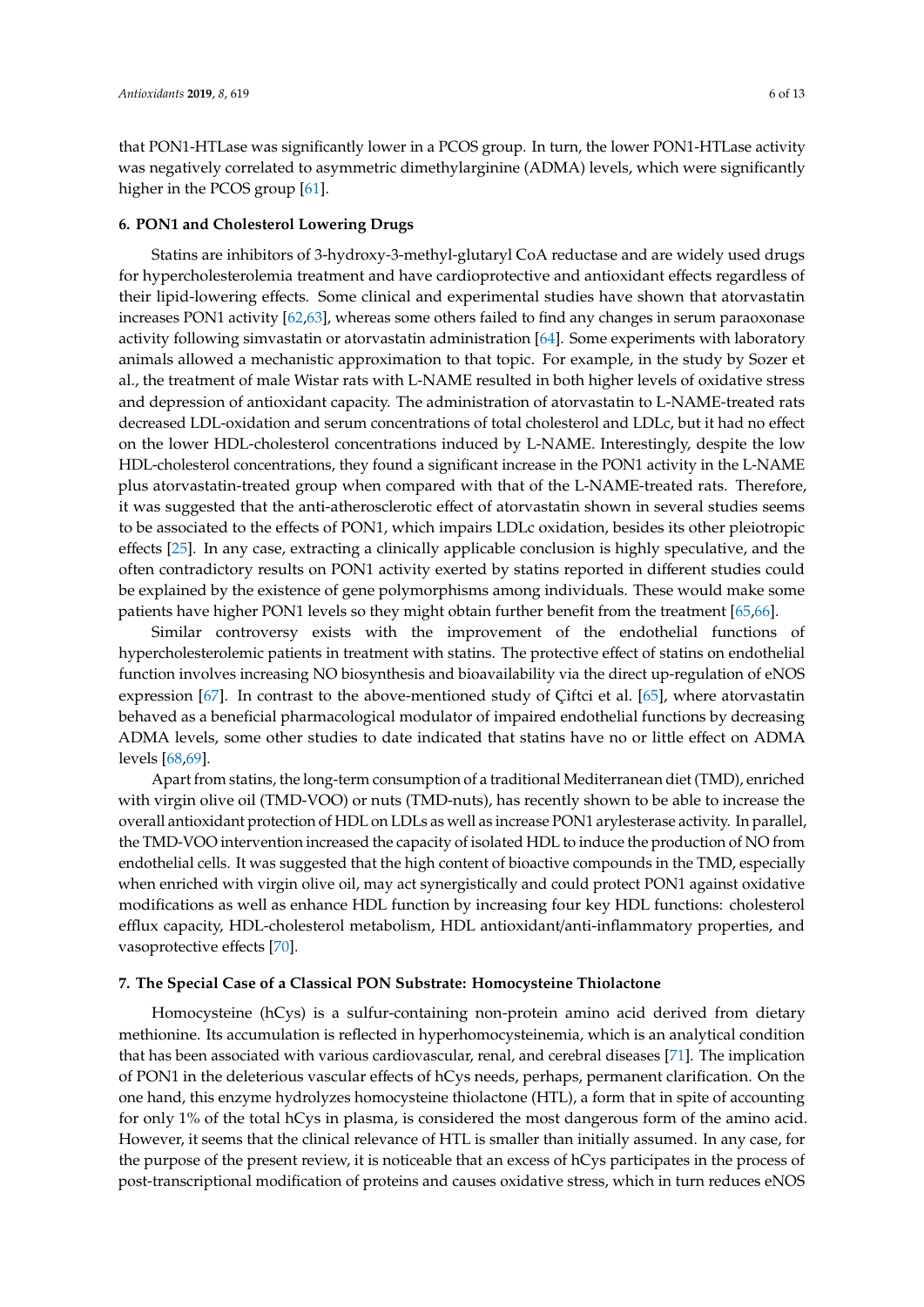that PON1-HTLase was significantly lower in a PCOS group. In turn, the lower PON1-HTLase activity was negatively correlated to asymmetric dimethylarginine (ADMA) levels, which were significantly higher in the PCOS group [61].

## 6. PON1 and Cholesterol Lowering Drugs

Statins are inhibitors of 3-hydroxy-3-methyl-glutaryl CoA reductase and are widely used drugs for hypercholesterolemia treatment and have cardioprotective and antioxidant effects regardless of their lipid-lowering effects. Some clinical and experimental studies have shown that atorvastatin increases PON1 activity [62,63], whereas some others failed to find any changes in serum paraoxonase activity following simvastatin or atorvastatin administration [64]. Some experiments with laboratory animals allowed a mechanistic approximation to that topic. For example, in the study by Sozer et al., the treatment of male Wistar rats with L-NAME resulted in both higher levels of oxidative stress and depression of antioxidant capacity. The administration of atorvastatin to L-NAME-treated rats decreased LDL-oxidation and serum concentrations of total cholesterol and LDLc, but it had no effect on the lower HDL-cholesterol concentrations induced by L-NAME. Interestingly, despite the low HDL-cholesterol concentrations, they found a significant increase in the PON1 activity in the L-NAME plus atorvastatin-treated group when compared with that of the L-NAME-treated rats. Therefore, it was suggested that the anti-atherosclerotic effect of atorvastatin shown in several studies seems to be associated to the effects of PON1, which impairs LDLc oxidation, besides its other pleiotropic effects [25]. In any case, extracting a clinically applicable conclusion is highly speculative, and the often contradictory results on PON1 activity exerted by statins reported in different studies could be explained by the existence of gene polymorphisms among individuals. These would make some patients have higher PON1 levels so they might obtain further benefit from the treatment [65,66].

Similar controversy exists with the improvement of the endothelial functions of hypercholesterolemic patients in treatment with statins. The protective effect of statins on endothelial function involves increasing NO biosynthesis and bioavailability via the direct up-regulation of eNOS expression [67]. In contrast to the above-mentioned study of Çiftci et al. [65], where atorvastatin behaved as a beneficial pharmacological modulator of impaired endothelial functions by decreasing ADMA levels, some other studies to date indicated that statins have no or little effect on ADMA levels [68,69].

Apart from statins, the long-term consumption of a traditional Mediterranean diet (TMD), enriched with virgin olive oil (TMD-VOO) or nuts (TMD-nuts), has recently shown to be able to increase the overall antioxidant protection of HDL on LDLs as well as increase PON1 arylesterase activity. In parallel, the TMD-VOO intervention increased the capacity of isolated HDL to induce the production of NO from endothelial cells. It was suggested that the high content of bioactive compounds in the TMD, especially when enriched with virgin olive oil, may act synergistically and could protect PON1 against oxidative modifications as well as enhance HDL function by increasing four key HDL functions: cholesterol efflux capacity, HDL-cholesterol metabolism, HDL antioxidant/anti-inflammatory properties, and vasoprotective effects [70].

## 7. The Special Case of a Classical PON Substrate: Homocysteine Thiolactone

Homocysteine (hCys) is a sulfur-containing non-protein amino acid derived from dietary methionine. Its accumulation is reflected in hyperhomocysteinemia, which is an analytical condition that has been associated with various cardiovascular, renal, and cerebral diseases [71]. The implication of PON1 in the deleterious vascular effects of hCys needs, perhaps, permanent clarification. On the one hand, this enzyme hydrolyzes homocysteine thiolactone (HTL), a form that in spite of accounting for only 1% of the total hCys in plasma, is considered the most dangerous form of the amino acid. However, it seems that the clinical relevance of HTL is smaller than initially assumed. In any case, for the purpose of the present review, it is noticeable that an excess of hCys participates in the process of post-transcriptional modification of proteins and causes oxidative stress, which in turn reduces eNOS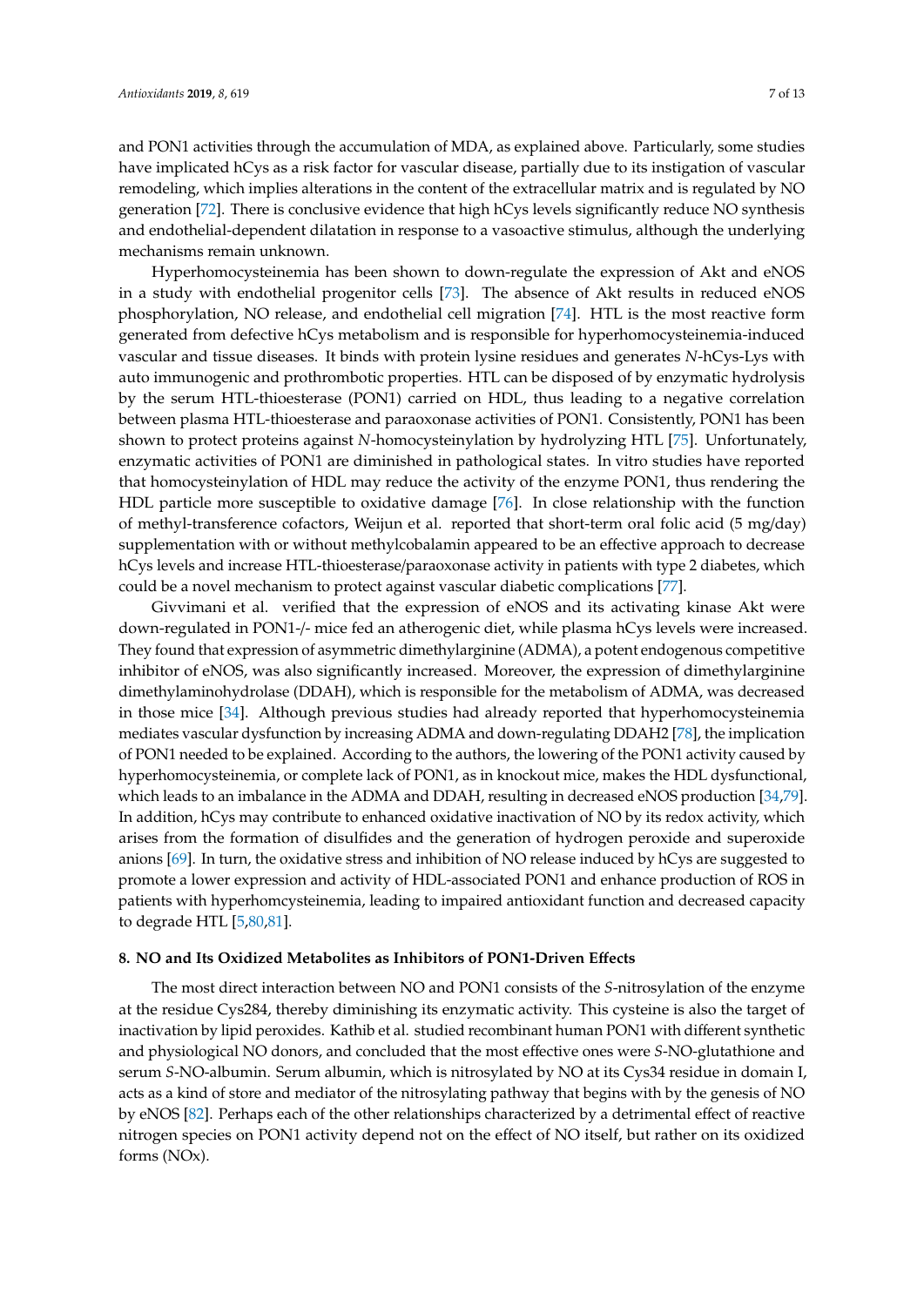and PON1 activities through the accumulation of MDA, as explained above. Particularly, some studies have implicated hCys as a risk factor for vascular disease, partially due to its instigation of vascular remodeling, which implies alterations in the content of the extracellular matrix and is regulated by NO generation [72]. There is conclusive evidence that high hCys levels significantly reduce NO synthesis and endothelial-dependent dilatation in response to a vasoactive stimulus, although the underlying mechanisms remain unknown.

Hyperhomocysteinemia has been shown to down-regulate the expression of Akt and eNOS in a study with endothelial progenitor cells [73]. The absence of Akt results in reduced eNOS phosphorylation, NO release, and endothelial cell migration [74]. HTL is the most reactive form generated from defective hCys metabolism and is responsible for hyperhomocysteinemia-induced vascular and tissue diseases. It binds with protein lysine residues and generates *N*-hCys-Lys with auto immunogenic and prothrombotic properties. HTL can be disposed of by enzymatic hydrolysis by the serum HTL-thioesterase (PON1) carried on HDL, thus leading to a negative correlation between plasma HTL-thioesterase and paraoxonase activities of PON1. Consistently, PON1 has been shown to protect proteins against *N*-homocysteinylation by hydrolyzing HTL [75]. Unfortunately, enzymatic activities of PON1 are diminished in pathological states. In vitro studies have reported that homocysteinylation of HDL may reduce the activity of the enzyme PON1, thus rendering the HDL particle more susceptible to oxidative damage [76]. In close relationship with the function of methyl-transference cofactors, Weijun et al. reported that short-term oral folic acid (5 mg/day) supplementation with or without methylcobalamin appeared to be an effective approach to decrease hCys levels and increase HTL-thioesterase/paraoxonase activity in patients with type 2 diabetes, which could be a novel mechanism to protect against vascular diabetic complications [77].

Givvimani et al. verified that the expression of eNOS and its activating kinase Akt were down-regulated in PON1-/- mice fed an atherogenic diet, while plasma hCys levels were increased. They found that expression of asymmetric dimethylarginine (ADMA), a potent endogenous competitive inhibitor of eNOS, was also significantly increased. Moreover, the expression of dimethylarginine dimethylaminohydrolase (DDAH), which is responsible for the metabolism of ADMA, was decreased in those mice [34]. Although previous studies had already reported that hyperhomocysteinemia mediates vascular dysfunction by increasing ADMA and down-regulating DDAH2 [78], the implication of PON1 needed to be explained. According to the authors, the lowering of the PON1 activity caused by hyperhomocysteinemia, or complete lack of PON1, as in knockout mice, makes the HDL dysfunctional, which leads to an imbalance in the ADMA and DDAH, resulting in decreased eNOS production [34,79]. In addition, hCys may contribute to enhanced oxidative inactivation of NO by its redox activity, which arises from the formation of disulfides and the generation of hydrogen peroxide and superoxide anions [69]. In turn, the oxidative stress and inhibition of NO release induced by hCys are suggested to promote a lower expression and activity of HDL-associated PON1 and enhance production of ROS in patients with hyperhomcysteinemia, leading to impaired antioxidant function and decreased capacity to degrade HTL [5,80,81].

## 8. NO and Its Oxidized Metabolites as Inhibitors of PON1-Driven Effects

The most direct interaction between NO and PON1 consists of the *S*-nitrosylation of the enzyme at the residue Cys284, thereby diminishing its enzymatic activity. This cysteine is also the target of inactivation by lipid peroxides. Kathib et al. studied recombinant human PON1 with different synthetic and physiological NO donors, and concluded that the most effective ones were *S*-NO-glutathione and serum *S*-NO-albumin. Serum albumin, which is nitrosylated by NO at its Cys34 residue in domain I, acts as a kind of store and mediator of the nitrosylating pathway that begins with by the genesis of NO by eNOS [82]. Perhaps each of the other relationships characterized by a detrimental effect of reactive nitrogen species on PON1 activity depend not on the effect of NO itself, but rather on its oxidized forms (NOx).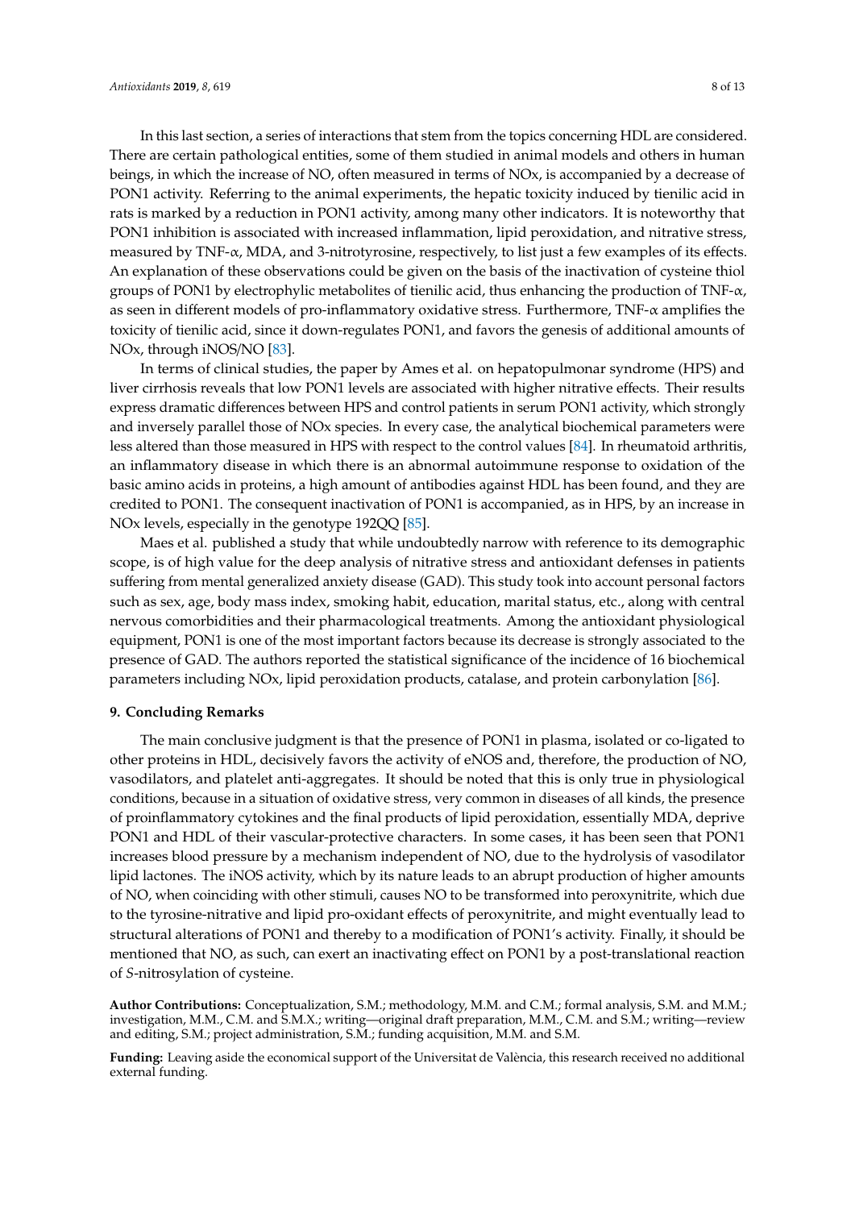In this last section, a series of interactions that stem from the topics concerning HDL are considered. There are certain pathological entities, some of them studied in animal models and others in human beings, in which the increase of NO, often measured in terms of NOx, is accompanied by a decrease of PON1 activity. Referring to the animal experiments, the hepatic toxicity induced by tienilic acid in rats is marked by a reduction in PON1 activity, among many other indicators. It is noteworthy that PON1 inhibition is associated with increased inflammation, lipid peroxidation, and nitrative stress, measured by TNF-α, MDA, and 3-nitrotyrosine, respectively, to list just a few examples of its effects. An explanation of these observations could be given on the basis of the inactivation of cysteine thiol groups of PON1 by electrophylic metabolites of tienilic acid, thus enhancing the production of TNF-α, as seen in different models of pro-inflammatory oxidative stress. Furthermore, TNF-α amplifies the toxicity of tienilic acid, since it down-regulates PON1, and favors the genesis of additional amounts of NOx, through iNOS/NO [83].

In terms of clinical studies, the paper by Ames et al. on hepatopulmonar syndrome (HPS) and liver cirrhosis reveals that low PON1 levels are associated with higher nitrative effects. Their results express dramatic differences between HPS and control patients in serum PON1 activity, which strongly and inversely parallel those of NOx species. In every case, the analytical biochemical parameters were less altered than those measured in HPS with respect to the control values [84]. In rheumatoid arthritis, an inflammatory disease in which there is an abnormal autoimmune response to oxidation of the basic amino acids in proteins, a high amount of antibodies against HDL has been found, and they are credited to PON1. The consequent inactivation of PON1 is accompanied, as in HPS, by an increase in NOx levels, especially in the genotype 192QQ [85].

Maes et al. published a study that while undoubtedly narrow with reference to its demographic scope, is of high value for the deep analysis of nitrative stress and antioxidant defenses in patients suffering from mental generalized anxiety disease (GAD). This study took into account personal factors such as sex, age, body mass index, smoking habit, education, marital status, etc., along with central nervous comorbidities and their pharmacological treatments. Among the antioxidant physiological equipment, PON1 is one of the most important factors because its decrease is strongly associated to the presence of GAD. The authors reported the statistical significance of the incidence of 16 biochemical parameters including NOx, lipid peroxidation products, catalase, and protein carbonylation [86].

## 9. Concluding Remarks

The main conclusive judgment is that the presence of PON1 in plasma, isolated or co-ligated to other proteins in HDL, decisively favors the activity of eNOS and, therefore, the production of NO, vasodilators, and platelet anti-aggregates. It should be noted that this is only true in physiological conditions, because in a situation of oxidative stress, very common in diseases of all kinds, the presence of proinflammatory cytokines and the final products of lipid peroxidation, essentially MDA, deprive PON1 and HDL of their vascular-protective characters. In some cases, it has been seen that PON1 increases blood pressure by a mechanism independent of NO, due to the hydrolysis of vasodilator lipid lactones. The iNOS activity, which by its nature leads to an abrupt production of higher amounts of NO, when coinciding with other stimuli, causes NO to be transformed into peroxynitrite, which due to the tyrosine-nitrative and lipid pro-oxidant effects of peroxynitrite, and might eventually lead to structural alterations of PON1 and thereby to a modification of PON1's activity. Finally, it should be mentioned that NO, as such, can exert an inactivating effect on PON1 by a post-translational reaction of *S*-nitrosylation of cysteine.

**Author Contributions:** Conceptualization, S.M.; methodology, M.M. and C.M.; formal analysis, S.M. and M.M.; investigation, M.M., C.M. and S.M.X.; writing—original draft preparation, M.M., C.M. and S.M.; writing—review and editing, S.M.; project administration, S.M.; funding acquisition, M.M. and S.M.

**Funding:** Leaving aside the economical support of the Universitat de València, this research received no additional external funding.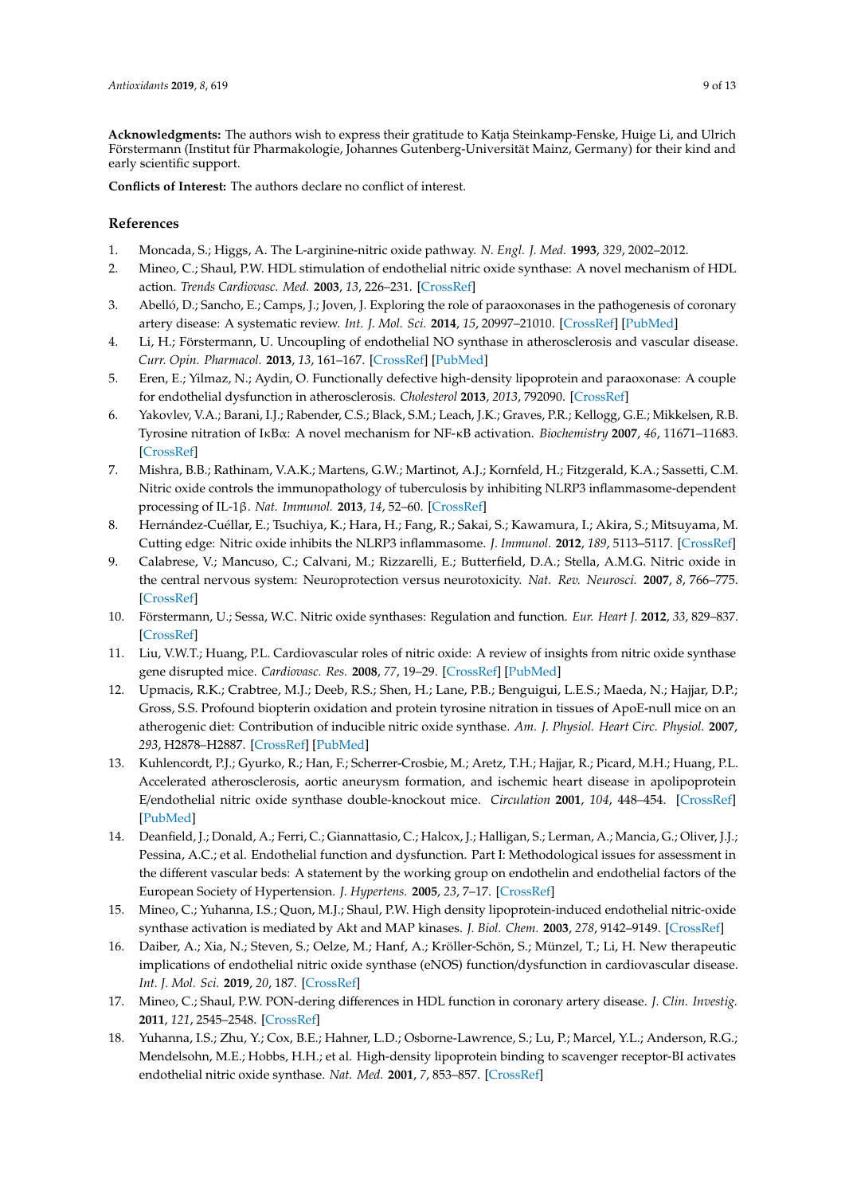**Acknowledgments:** The authors wish to express their gratitude to Katja Steinkamp-Fenske, Huige Li, and Ulrich Förstermann (Institut für Pharmakologie, Johannes Gutenberg-Universität Mainz, Germany) for their kind and early scientific support.

**Conflicts of Interest:** The authors declare no conflict of interest.

## References

1. Moncada, S.; Higgs, A. The L-arginine-nitric oxide pathway. *N. Engl. J. Med.* **1993**, *329*, 2002–2012.
2. Mineo, C.; Shaul, P.W. HDL stimulation of endothelial nitric oxide synthase: A novel mechanism of HDL action. *Trends Cardiovasc. Med.* **2003**, *13*, 226–231. [CrossRef]
3. Abelló, D.; Sancho, E.; Camps, J.; Joven, J. Exploring the role of paraoxonases in the pathogenesis of coronary artery disease: A systematic review. *Int. J. Mol. Sci.* **2014**, *15*, 20997–21010. [CrossRef] [PubMed]
4. Li, H.; Förstermann, U. Uncoupling of endothelial NO synthase in atherosclerosis and vascular disease. *Curr. Opin. Pharmacol.* **2013**, *13*, 161–167. [CrossRef] [PubMed]
5. Eren, E.; Yilmaz, N.; Aydin, O. Functionally defective high-density lipoprotein and paraoxonase: A couple for endothelial dysfunction in atherosclerosis. *Cholesterol* **2013**, *2013*, 792090. [CrossRef]
6. Yakovlev, V.A.; Barani, I.J.; Rabender, C.S.; Black, S.M.; Leach, J.K.; Graves, P.R.; Kellogg, G.E.; Mikkelsen, R.B. Tyrosine nitration of IκBα: A novel mechanism for NF-κB activation. *Biochemistry* **2007**, *46*, 11671–11683. [CrossRef]
7. Mishra, B.B.; Rathinam, V.A.K.; Martens, G.W.; Martinot, A.J.; Kornfeld, H.; Fitzgerald, K.A.; Sassetti, C.M. Nitric oxide controls the immunopathology of tuberculosis by inhibiting NLRP3 inflammasome-dependent processing of IL-1β. *Nat. Immunol.* **2013**, *14*, 52–60. [CrossRef]
8. Hernández-Cuéllar, E.; Tsuchiya, K.; Hara, H.; Fang, R.; Sakai, S.; Kawamura, I.; Akira, S.; Mitsuyama, M. Cutting edge: Nitric oxide inhibits the NLRP3 inflammasome. *J. Immunol.* **2012**, *189*, 5113–5117. [CrossRef]
9. Calabrese, V.; Mancuso, C.; Calvani, M.; Rizzarelli, E.; Butterfield, D.A.; Stella, A.M.G. Nitric oxide in the central nervous system: Neuroprotection versus neurotoxicity. *Nat. Rev. Neurosci.* **2007**, *8*, 766–775. [CrossRef]
10. Förstermann, U.; Sessa, W.C. Nitric oxide synthases: Regulation and function. *Eur. Heart J.* **2012**, *33*, 829–837. [CrossRef]
11. Liu, V.W.T.; Huang, P.L. Cardiovascular roles of nitric oxide: A review of insights from nitric oxide synthase gene disrupted mice. *Cardiovasc. Res.* **2008**, *77*, 19–29. [CrossRef] [PubMed]
12. Upmacis, R.K.; Crabtree, M.J.; Deeb, R.S.; Shen, H.; Lane, P.B.; Benguigui, L.E.S.; Maeda, N.; Hajjar, D.P.; Gross, S.S. Profound biopterin oxidation and protein tyrosine nitration in tissues of ApoE-null mice on an atherogenic diet: Contribution of inducible nitric oxide synthase. *Am. J. Physiol. Heart Circ. Physiol.* **2007**, *293*, H2878–H2887. [CrossRef] [PubMed]
13. Kuhlencordt, P.J.; Gyurko, R.; Han, F.; Scherrer-Crosbie, M.; Aretz, T.H.; Hajjar, R.; Picard, M.H.; Huang, P.L. Accelerated atherosclerosis, aortic aneurysm formation, and ischemic heart disease in apolipoprotein E/endothelial nitric oxide synthase double-knockout mice. *Circulation* **2001**, *104*, 448–454. [CrossRef] [PubMed]
14. Deanfield, J.; Donald, A.; Ferri, C.; Giannattasio, C.; Halcox, J.; Halligan, S.; Lerman, A.; Mancia, G.; Oliver, J.J.; Pessina, A.C.; et al. Endothelial function and dysfunction. Part I: Methodological issues for assessment in the different vascular beds: A statement by the working group on endothelin and endothelial factors of the European Society of Hypertension. *J. Hypertens.* **2005**, *23*, 7–17. [CrossRef]
15. Mineo, C.; Yuhanna, I.S.; Quon, M.J.; Shaul, P.W. High density lipoprotein-induced endothelial nitric-oxide synthase activation is mediated by Akt and MAP kinases. *J. Biol. Chem.* **2003**, *278*, 9142–9149. [CrossRef]
16. Daiber, A.; Xia, N.; Steven, S.; Oelze, M.; Hanf, A.; Kröller-Schön, S.; Münzel, T.; Li, H. New therapeutic implications of endothelial nitric oxide synthase (eNOS) function/dysfunction in cardiovascular disease. *Int. J. Mol. Sci.* **2019**, *20*, 187. [CrossRef]
17. Mineo, C.; Shaul, P.W. PON-dering differences in HDL function in coronary artery disease. *J. Clin. Investig.* **2011**, *121*, 2545–2548. [CrossRef]
18. Yuhanna, I.S.; Zhu, Y.; Cox, B.E.; Hahner, L.D.; Osborne-Lawrence, S.; Lu, P.; Marcel, Y.L.; Anderson, R.G.; Mendelsohn, M.E.; Hobbs, H.H.; et al. High-density lipoprotein binding to scavenger receptor-BI activates endothelial nitric oxide synthase. *Nat. Med.* **2001**, *7*, 853–857. [CrossRef]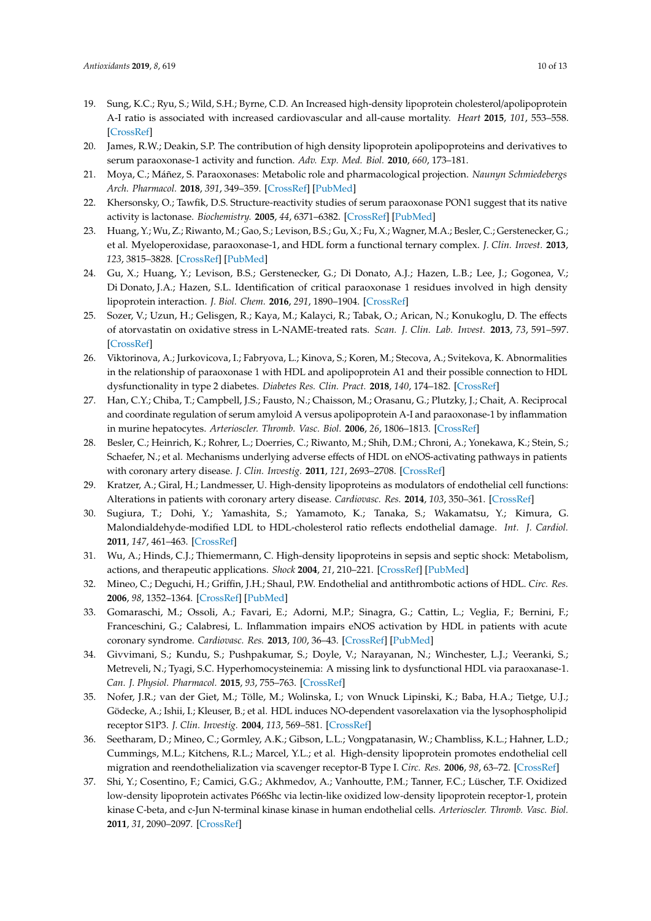19. Sung, K.C.; Ryu, S.; Wild, S.H.; Byrne, C.D. An Increased high-density lipoprotein cholesterol/apolipoprotein A-I ratio is associated with increased cardiovascular and all-cause mortality. *Heart* **2015**, *101*, 553–558. [CrossRef]
20. James, R.W.; Deakin, S.P. The contribution of high density lipoprotein apolipoproteins and derivatives to serum paraoxonase-1 activity and function. *Adv. Exp. Med. Biol.* **2010**, *660*, 173–181.
21. Moya, C.; Máñez, S. Paraoxonases: Metabolic role and pharmacological projection. *Naunyn Schmiedebergs Arch. Pharmacol.* **2018**, *391*, 349–359. [CrossRef] [PubMed]
22. Khersonsky, O.; Tawfik, D.S. Structure-reactivity studies of serum paraoxonase PON1 suggest that its native activity is lactonase. *Biochemistry.* **2005**, *44*, 6371–6382. [CrossRef] [PubMed]
23. Huang, Y.; Wu, Z.; Riwanto, M.; Gao, S.; Levison, B.S.; Gu, X.; Fu, X.; Wagner, M.A.; Besler, C.; Gerstenecker, G.; et al. Myeloperoxidase, paraoxonase-1, and HDL form a functional ternary complex. *J. Clin. Invest.* **2013**, *123*, 3815–3828. [CrossRef] [PubMed]
24. Gu, X.; Huang, Y.; Levison, B.S.; Gerstenecker, G.; Di Donato, A.J.; Hazen, L.B.; Lee, J.; Gogonea, V.; Di Donato, J.A.; Hazen, S.L. Identification of critical paraoxonase 1 residues involved in high density lipoprotein interaction. *J. Biol. Chem.* **2016**, *291*, 1890–1904. [CrossRef]
25. Sozer, V.; Uzun, H.; Gelisgen, R.; Kaya, M.; Kalayci, R.; Tabak, O.; Arican, N.; Konukoglu, D. The effects of atorvastatin on oxidative stress in L-NAME-treated rats. *Scan. J. Clin. Lab. Invest.* **2013**, *73*, 591–597. [CrossRef]
26. Viktorinova, A.; Jurkovicova, I.; Fabryova, L.; Kinova, S.; Koren, M.; Stecova, A.; Svitekova, K. Abnormalities in the relationship of paraoxonase 1 with HDL and apolipoprotein A1 and their possible connection to HDL dysfunctionality in type 2 diabetes. *Diabetes Res. Clin. Pract.* **2018**, *140*, 174–182. [CrossRef]
27. Han, C.Y.; Chiba, T.; Campbell, J.S.; Fausto, N.; Chaisson, M.; Orasanu, G.; Plutzky, J.; Chait, A. Reciprocal and coordinate regulation of serum amyloid A versus apolipoprotein A-I and paraoxonase-1 by inflammation in murine hepatocytes. *Arterioscler. Thromb. Vasc. Biol.* **2006**, *26*, 1806–1813. [CrossRef]
28. Besler, C.; Heinrich, K.; Rohrer, L.; Doerries, C.; Riwanto, M.; Shih, D.M.; Chroni, A.; Yonekawa, K.; Stein, S.; Schaefer, N.; et al. Mechanisms underlying adverse effects of HDL on eNOS-activating pathways in patients with coronary artery disease. *J. Clin. Investig.* **2011**, *121*, 2693–2708. [CrossRef]
29. Kratzer, A.; Giral, H.; Landmesser, U. High-density lipoproteins as modulators of endothelial cell functions: Alterations in patients with coronary artery disease. *Cardiovasc. Res.* **2014**, *103*, 350–361. [CrossRef]
30. Sugiura, T.; Dohi, Y.; Yamashita, S.; Yamamoto, K.; Tanaka, S.; Wakamatsu, Y.; Kimura, G. Malondialdehyde-modified LDL to HDL-cholesterol ratio reflects endothelial damage. *Int. J. Cardiol.* **2011**, *147*, 461–463. [CrossRef]
31. Wu, A.; Hinds, C.J.; Thiemermann, C. High-density lipoproteins in sepsis and septic shock: Metabolism, actions, and therapeutic applications. *Shock* **2004**, *21*, 210–221. [CrossRef] [PubMed]
32. Mineo, C.; Deguchi, H.; Griffin, J.H.; Shaul, P.W. Endothelial and antithrombotic actions of HDL. *Circ. Res.* **2006**, *98*, 1352–1364. [CrossRef] [PubMed]
33. Gomaraschi, M.; Ossoli, A.; Favari, E.; Adorni, M.P.; Sinagra, G.; Cattin, L.; Veglia, F.; Bernini, F.; Franceschini, G.; Calabresi, L. Inflammation impairs eNOS activation by HDL in patients with acute coronary syndrome. *Cardiovasc. Res.* **2013**, *100*, 36–43. [CrossRef] [PubMed]
34. Givvimani, S.; Kundu, S.; Pushpakumar, S.; Doyle, V.; Narayanan, N.; Winchester, L.J.; Veeranki, S.; Metreveli, N.; Tyagi, S.C. Hyperhomocysteinemia: A missing link to dysfunctional HDL via paraoxanase-1. *Can. J. Physiol. Pharmacol.* **2015**, *93*, 755–763. [CrossRef]
35. Nofer, J.R.; van der Giet, M.; Tölle, M.; Wolinska, I.; von Wnuck Lipinski, K.; Baba, H.A.; Tietge, U.J.; Gödecke, A.; Ishii, I.; Kleuser, B.; et al. HDL induces NO-dependent vasorelaxation via the lysophospholipid receptor S1P3. *J. Clin. Investig.* **2004**, *113*, 569–581. [CrossRef]
36. Seetharam, D.; Mineo, C.; Gormley, A.K.; Gibson, L.L.; Vongpatanasin, W.; Chambliss, K.L.; Hahner, L.D.; Cummings, M.L.; Kitchens, R.L.; Marcel, Y.L.; et al. High-density lipoprotein promotes endothelial cell migration and reendothelialization via scavenger receptor-B Type I. *Circ. Res.* **2006**, *98*, 63–72. [CrossRef]
37. Shi, Y.; Cosentino, F.; Camici, G.G.; Akhmedov, A.; Vanhoutte, P.M.; Tanner, F.C.; Lüscher, T.F. Oxidized low-density lipoprotein activates P66Shc via lectin-like oxidized low-density lipoprotein receptor-1, protein kinase C-beta, and c-Jun N-terminal kinase kinase in human endothelial cells. *Arterioscler. Thromb. Vasc. Biol.* **2011**, *31*, 2090–2097. [CrossRef]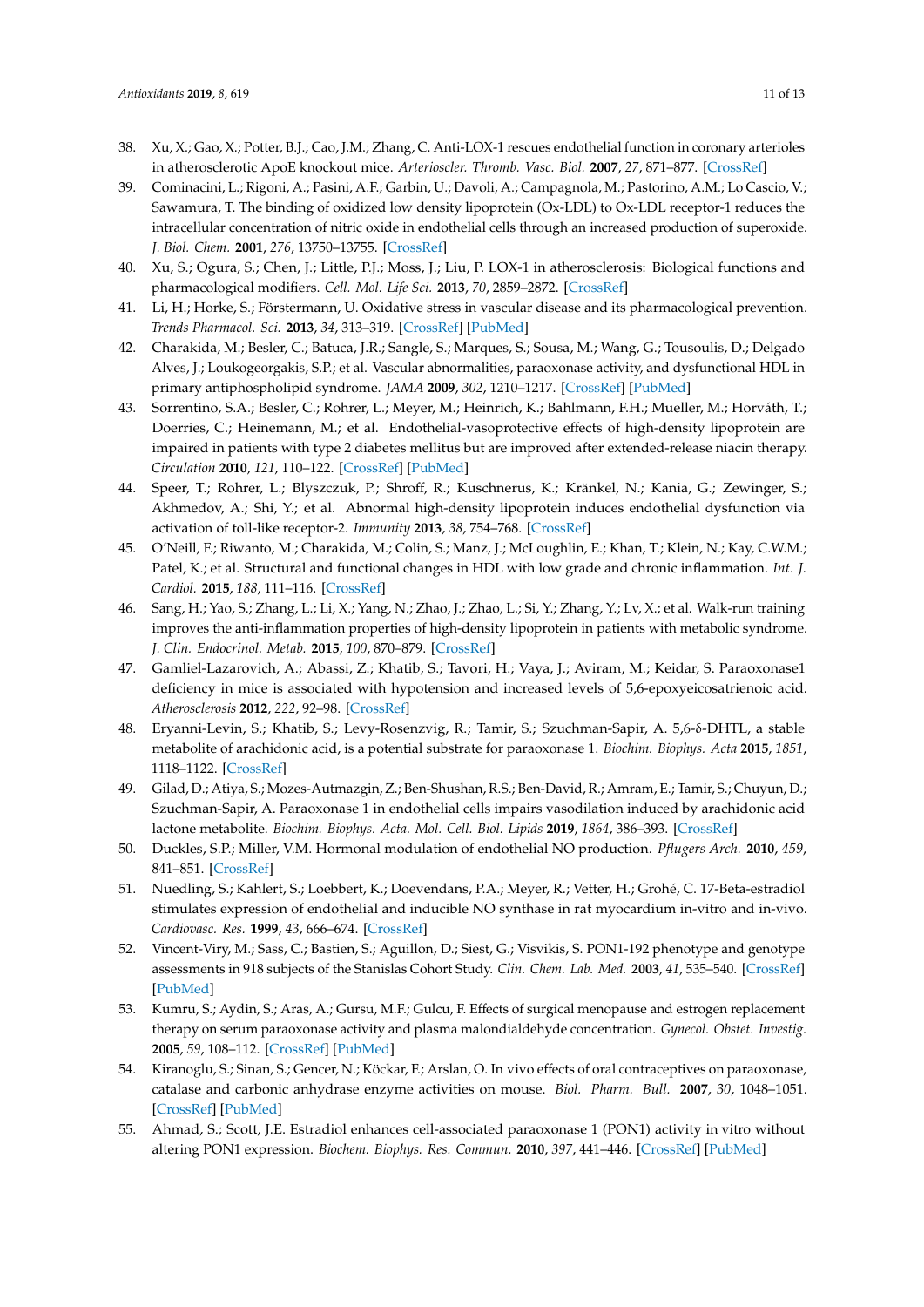38. Xu, X.; Gao, X.; Potter, B.J.; Cao, J.M.; Zhang, C. Anti-LOX-1 rescues endothelial function in coronary arterioles in atherosclerotic ApoE knockout mice. *Arterioscler. Thromb. Vasc. Biol.* **2007**, *27*, 871–877. [CrossRef]
39. Cominacini, L.; Rigoni, A.; Pasini, A.F.; Garbin, U.; Davoli, A.; Campagnola, M.; Pastorino, A.M.; Lo Cascio, V.; Sawamura, T. The binding of oxidized low density lipoprotein (Ox-LDL) to Ox-LDL receptor-1 reduces the intracellular concentration of nitric oxide in endothelial cells through an increased production of superoxide. *J. Biol. Chem.* **2001**, *276*, 13750–13755. [CrossRef]
40. Xu, S.; Ogura, S.; Chen, J.; Little, P.J.; Moss, J.; Liu, P. LOX-1 in atherosclerosis: Biological functions and pharmacological modifiers. *Cell. Mol. Life Sci.* **2013**, *70*, 2859–2872. [CrossRef]
41. Li, H.; Horke, S.; Förstermann, U. Oxidative stress in vascular disease and its pharmacological prevention. *Trends Pharmacol. Sci.* **2013**, *34*, 313–319. [CrossRef] [PubMed]
42. Charakida, M.; Besler, C.; Batuca, J.R.; Sangle, S.; Marques, S.; Sousa, M.; Wang, G.; Tousoulis, D.; Delgado Alves, J.; Loukogeorgakis, S.P.; et al. Vascular abnormalities, paraoxonase activity, and dysfunctional HDL in primary antiphospholipid syndrome. *JAMA* **2009**, *302*, 1210–1217. [CrossRef] [PubMed]
43. Sorrentino, S.A.; Besler, C.; Rohrer, L.; Meyer, M.; Heinrich, K.; Bahlmann, F.H.; Mueller, M.; Horváth, T.; Doerries, C.; Heinemann, M.; et al. Endothelial-vasoprotective effects of high-density lipoprotein are impaired in patients with type 2 diabetes mellitus but are improved after extended-release niacin therapy. *Circulation* **2010**, *121*, 110–122. [CrossRef] [PubMed]
44. Speer, T.; Rohrer, L.; Blyszczuk, P.; Shroff, R.; Kuschnerus, K.; Kränkel, N.; Kania, G.; Zewinger, S.; Akhmedov, A.; Shi, Y.; et al. Abnormal high-density lipoprotein induces endothelial dysfunction via activation of toll-like receptor-2. *Immunity* **2013**, *38*, 754–768. [CrossRef]
45. O'Neill, F.; Riwanto, M.; Charakida, M.; Colin, S.; Manz, J.; McLoughlin, E.; Khan, T.; Klein, N.; Kay, C.W.M.; Patel, K.; et al. Structural and functional changes in HDL with low grade and chronic inflammation. *Int. J. Cardiol.* **2015**, *188*, 111–116. [CrossRef]
46. Sang, H.; Yao, S.; Zhang, L.; Li, X.; Yang, N.; Zhao, J.; Zhao, L.; Si, Y.; Zhang, Y.; Lv, X.; et al. Walk-run training improves the anti-inflammation properties of high-density lipoprotein in patients with metabolic syndrome. *J. Clin. Endocrinol. Metab.* **2015**, *100*, 870–879. [CrossRef]
47. Gamliel-Lazarovich, A.; Abassi, Z.; Khatib, S.; Tavori, H.; Vaya, J.; Aviram, M.; Keidar, S. Paraoxonase1 deficiency in mice is associated with hypotension and increased levels of 5,6-epoxyeicosatrienoic acid. *Atherosclerosis* **2012**, *222*, 92–98. [CrossRef]
48. Eryanni-Levin, S.; Khatib, S.; Levy-Rosenzvig, R.; Tamir, S.; Szuchman-Sapir, A. 5,6-δ-DHTL, a stable metabolite of arachidonic acid, is a potential substrate for paraoxonase 1. *Biochim. Biophys. Acta* **2015**, *1851*, 1118–1122. [CrossRef]
49. Gilad, D.; Atiya, S.; Mozes-Autmazgin, Z.; Ben-Shushan, R.S.; Ben-David, R.; Amram, E.; Tamir, S.; Chuyun, D.; Szuchman-Sapir, A. Paraoxonase 1 in endothelial cells impairs vasodilation induced by arachidonic acid lactone metabolite. *Biochim. Biophys. Acta. Mol. Cell. Biol. Lipids* **2019**, *1864*, 386–393. [CrossRef]
50. Duckles, S.P.; Miller, V.M. Hormonal modulation of endothelial NO production. *Pflugers Arch.* **2010**, *459*, 841–851. [CrossRef]
51. Nuedling, S.; Kahlert, S.; Loebbert, K.; Doevendans, P.A.; Meyer, R.; Vetter, H.; Grohé, C. 17-Beta-estradiol stimulates expression of endothelial and inducible NO synthase in rat myocardium in-vitro and in-vivo. *Cardiovasc. Res.* **1999**, *43*, 666–674. [CrossRef]
52. Vincent-Viry, M.; Sass, C.; Bastien, S.; Aguillon, D.; Siest, G.; Visvikis, S. PON1-192 phenotype and genotype assessments in 918 subjects of the Stanislas Cohort Study. *Clin. Chem. Lab. Med.* **2003**, *41*, 535–540. [CrossRef] [PubMed]
53. Kumru, S.; Aydin, S.; Aras, A.; Gursu, M.F.; Gulcu, F. Effects of surgical menopause and estrogen replacement therapy on serum paraoxonase activity and plasma malondialdehyde concentration. *Gynecol. Obstet. Investig.* **2005**, *59*, 108–112. [CrossRef] [PubMed]
54. Kiranoglu, S.; Sinan, S.; Gencer, N.; Köckar, F.; Arslan, O. In vivo effects of oral contraceptives on paraoxonase, catalase and carbonic anhydrase enzyme activities on mouse. *Biol. Pharm. Bull.* **2007**, *30*, 1048–1051. [CrossRef] [PubMed]
55. Ahmad, S.; Scott, J.E. Estradiol enhances cell-associated paraoxonase 1 (PON1) activity in vitro without altering PON1 expression. *Biochem. Biophys. Res. Commun.* **2010**, *397*, 441–446. [CrossRef] [PubMed]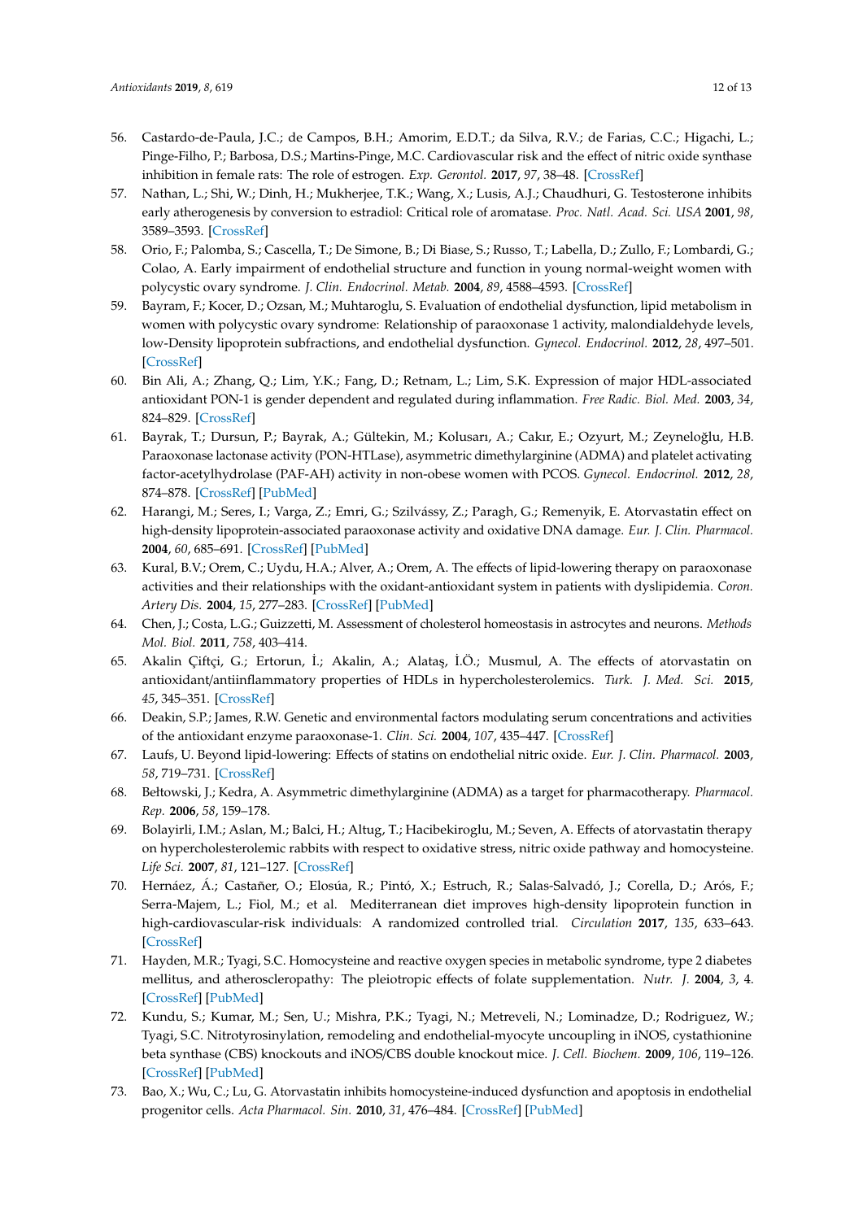56. Castardo-de-Paula, J.C.; de Campos, B.H.; Amorim, E.D.T.; da Silva, R.V.; de Farias, C.C.; Higachi, L.; Pinge-Filho, P.; Barbosa, D.S.; Martins-Pinge, M.C. Cardiovascular risk and the effect of nitric oxide synthase inhibition in female rats: The role of estrogen. *Exp. Gerontol.* **2017**, *97*, 38–48. [CrossRef]
57. Nathan, L.; Shi, W.; Dinh, H.; Mukherjee, T.K.; Wang, X.; Lusis, A.J.; Chaudhuri, G. Testosterone inhibits early atherogenesis by conversion to estradiol: Critical role of aromatase. *Proc. Natl. Acad. Sci. USA* **2001**, *98*, 3589–3593. [CrossRef]
58. Orio, F.; Palomba, S.; Cascella, T.; De Simone, B.; Di Biase, S.; Russo, T.; Labella, D.; Zullo, F.; Lombardi, G.; Colao, A. Early impairment of endothelial structure and function in young normal-weight women with polycystic ovary syndrome. *J. Clin. Endocrinol. Metab.* **2004**, *89*, 4588–4593. [CrossRef]
59. Bayram, F.; Kocer, D.; Ozsan, M.; Muhtaroglu, S. Evaluation of endothelial dysfunction, lipid metabolism in women with polycystic ovary syndrome: Relationship of paraoxonase 1 activity, malondialdehyde levels, low-Density lipoprotein subfractions, and endothelial dysfunction. *Gynecol. Endocrinol.* **2012**, *28*, 497–501. [CrossRef]
60. Bin Ali, A.; Zhang, Q.; Lim, Y.K.; Fang, D.; Retnam, L.; Lim, S.K. Expression of major HDL-associated antioxidant PON-1 is gender dependent and regulated during inflammation. *Free Radic. Biol. Med.* **2003**, *34*, 824–829. [CrossRef]
61. Bayrak, T.; Dursun, P.; Bayrak, A.; Gültekin, M.; Kolusarı, A.; Cakır, E.; Ozyurt, M.; Zeyneloğlu, H.B. Paraoxonase lactonase activity (PON-HTLase), asymmetric dimethylarginine (ADMA) and platelet activating factor-acetylhydrolase (PAF-AH) activity in non-obese women with PCOS. *Gynecol. Endocrinol.* **2012**, *28*, 874–878. [CrossRef] [PubMed]
62. Harangi, M.; Seres, I.; Varga, Z.; Emri, G.; Szilvássy, Z.; Paragh, G.; Remenyik, E. Atorvastatin effect on high-density lipoprotein-associated paraoxonase activity and oxidative DNA damage. *Eur. J. Clin. Pharmacol.* **2004**, *60*, 685–691. [CrossRef] [PubMed]
63. Kural, B.V.; Orem, C.; Uydu, H.A.; Alver, A.; Orem, A. The effects of lipid-lowering therapy on paraoxonase activities and their relationships with the oxidant-antioxidant system in patients with dyslipidemia. *Coron. Artery Dis.* **2004**, *15*, 277–283. [CrossRef] [PubMed]
64. Chen, J.; Costa, L.G.; Guizzetti, M. Assessment of cholesterol homeostasis in astrocytes and neurons. *Methods Mol. Biol.* **2011**, *758*, 403–414.
65. Akalin Çiftçi, G.; Ertorun, İ.; Akalin, A.; Alataş, İ.Ö.; Musmul, A. The effects of atorvastatin on antioxidant/antiinflammatory properties of HDLs in hypercholesterolemics. *Turk. J. Med. Sci.* **2015**, *45*, 345–351. [CrossRef]
66. Deakin, S.P.; James, R.W. Genetic and environmental factors modulating serum concentrations and activities of the antioxidant enzyme paraoxonase-1. *Clin. Sci.* **2004**, *107*, 435–447. [CrossRef]
67. Laufs, U. Beyond lipid-lowering: Effects of statins on endothelial nitric oxide. *Eur. J. Clin. Pharmacol.* **2003**, *58*, 719–731. [CrossRef]
68. Bełtowski, J.; Kedra, A. Asymmetric dimethylarginine (ADMA) as a target for pharmacotherapy. *Pharmacol. Rep.* **2006**, *58*, 159–178.
69. Bolayirli, I.M.; Aslan, M.; Balci, H.; Altug, T.; Hacibekiroglu, M.; Seven, A. Effects of atorvastatin therapy on hypercholesterolemic rabbits with respect to oxidative stress, nitric oxide pathway and homocysteine. *Life Sci.* **2007**, *81*, 121–127. [CrossRef]
70. Hernáez, Á.; Castañer, O.; Elosúa, R.; Pintó, X.; Estruch, R.; Salas-Salvadó, J.; Corella, D.; Arós, F.; Serra-Majem, L.; Fiol, M.; et al. Mediterranean diet improves high-density lipoprotein function in high-cardiovascular-risk individuals: A randomized controlled trial. *Circulation* **2017**, *135*, 633–643. [CrossRef]
71. Hayden, M.R.; Tyagi, S.C. Homocysteine and reactive oxygen species in metabolic syndrome, type 2 diabetes mellitus, and atheroscleropathy: The pleiotropic effects of folate supplementation. *Nutr. J.* **2004**, *3*, 4. [CrossRef] [PubMed]
72. Kundu, S.; Kumar, M.; Sen, U.; Mishra, P.K.; Tyagi, N.; Metreveli, N.; Lominadze, D.; Rodriguez, W.; Tyagi, S.C. Nitrotyrosinylation, remodeling and endothelial-myocyte uncoupling in iNOS, cystathionine beta synthase (CBS) knockouts and iNOS/CBS double knockout mice. *J. Cell. Biochem.* **2009**, *106*, 119–126. [CrossRef] [PubMed]
73. Bao, X.; Wu, C.; Lu, G. Atorvastatin inhibits homocysteine-induced dysfunction and apoptosis in endothelial progenitor cells. *Acta Pharmacol. Sin.* **2010**, *31*, 476–484. [CrossRef] [PubMed]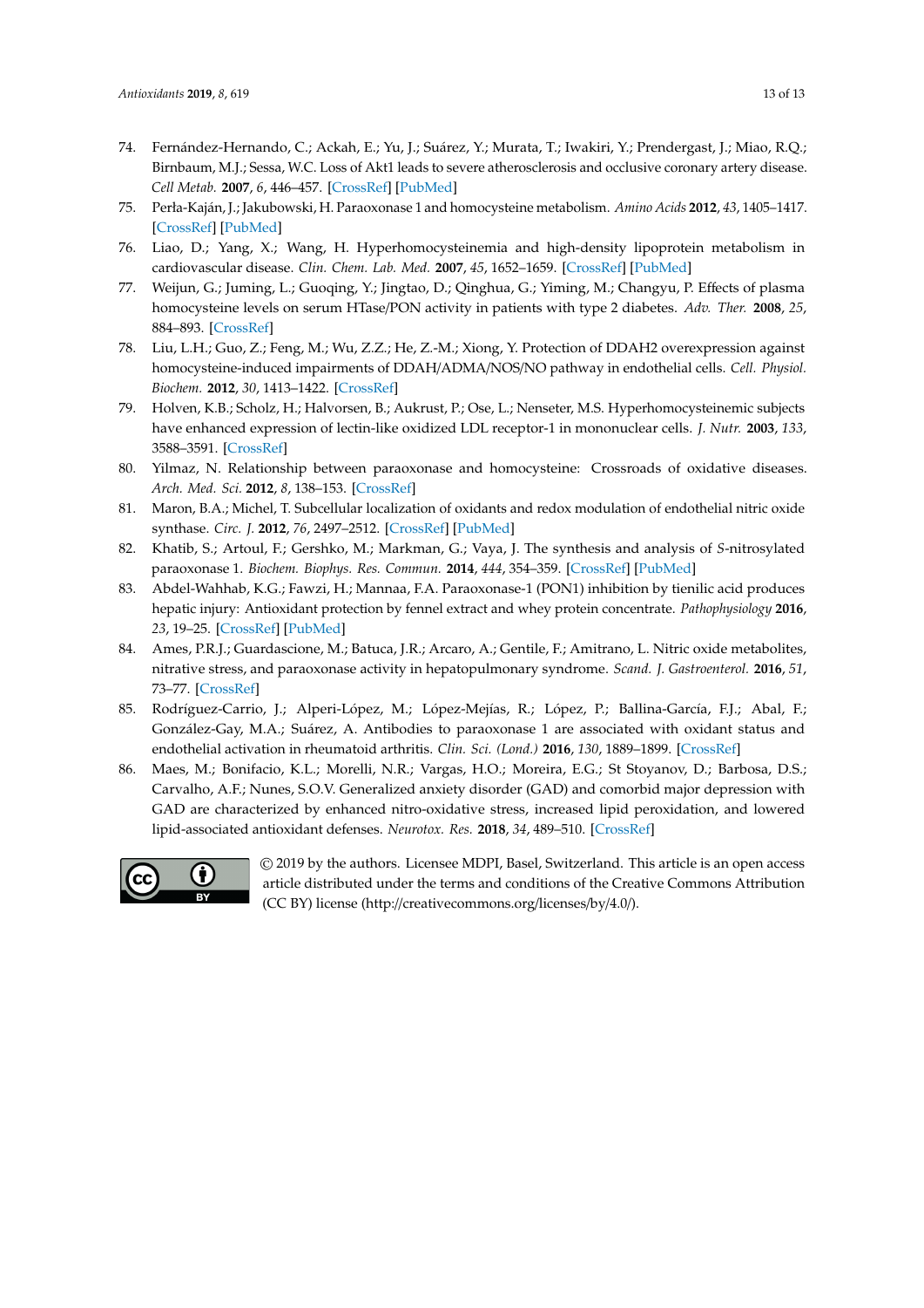74. Fernández-Hernando, C.; Ackah, E.; Yu, J.; Suárez, Y.; Murata, T.; Iwakiri, Y.; Prendergast, J.; Miao, R.Q.; Birnbaum, M.J.; Sessa, W.C. Loss of Akt1 leads to severe atherosclerosis and occlusive coronary artery disease. *Cell Metab.* **2007**, *6*, 446–457. [CrossRef] [PubMed]
75. Perła-Kaján, J.; Jakubowski, H. Paraoxonase 1 and homocysteine metabolism. *Amino Acids* **2012**, *43*, 1405–1417. [CrossRef] [PubMed]
76. Liao, D.; Yang, X.; Wang, H. Hyperhomocysteinemia and high-density lipoprotein metabolism in cardiovascular disease. *Clin. Chem. Lab. Med.* **2007**, *45*, 1652–1659. [CrossRef] [PubMed]
77. Weijun, G.; Juming, L.; Guoqing, Y.; Jingtao, D.; Qinghua, G.; Yiming, M.; Changyu, P. Effects of plasma homocysteine levels on serum HTase/PON activity in patients with type 2 diabetes. *Adv. Ther.* **2008**, *25*, 884–893. [CrossRef]
78. Liu, L.H.; Guo, Z.; Feng, M.; Wu, Z.Z.; He, Z.-M.; Xiong, Y. Protection of DDAH2 overexpression against homocysteine-induced impairments of DDAH/ADMA/NOS/NO pathway in endothelial cells. *Cell. Physiol. Biochem.* **2012**, *30*, 1413–1422. [CrossRef]
79. Holven, K.B.; Scholz, H.; Halvorsen, B.; Aukrust, P.; Ose, L.; Nenseter, M.S. Hyperhomocysteinemic subjects have enhanced expression of lectin-like oxidized LDL receptor-1 in mononuclear cells. *J. Nutr.* **2003**, *133*, 3588–3591. [CrossRef]
80. Yilmaz, N. Relationship between paraoxonase and homocysteine: Crossroads of oxidative diseases. *Arch. Med. Sci.* **2012**, *8*, 138–153. [CrossRef]
81. Maron, B.A.; Michel, T. Subcellular localization of oxidants and redox modulation of endothelial nitric oxide synthase. *Circ. J.* **2012**, *76*, 2497–2512. [CrossRef] [PubMed]
82. Khatib, S.; Artoul, F.; Gershko, M.; Markman, G.; Vaya, J. The synthesis and analysis of *S*-nitrosylated paraoxonase 1. *Biochem. Biophys. Res. Commun.* **2014**, *444*, 354–359. [CrossRef] [PubMed]
83. Abdel-Wahhab, K.G.; Fawzi, H.; Mannaa, F.A. Paraoxonase-1 (PON1) inhibition by tienilic acid produces hepatic injury: Antioxidant protection by fennel extract and whey protein concentrate. *Pathophysiology* **2016**, *23*, 19–25. [CrossRef] [PubMed]
84. Ames, P.R.J.; Guardascione, M.; Batuca, J.R.; Arcaro, A.; Gentile, F.; Amitrano, L. Nitric oxide metabolites, nitrative stress, and paraoxonase activity in hepatopulmonary syndrome. *Scand. J. Gastroenterol.* **2016**, *51*, 73–77. [CrossRef]
85. Rodríguez-Carrio, J.; Alperi-López, M.; López-Mejías, R.; López, P.; Ballina-García, F.J.; Abal, F.; González-Gay, M.A.; Suárez, A. Antibodies to paraoxonase 1 are associated with oxidant status and endothelial activation in rheumatoid arthritis. *Clin. Sci. (Lond.)* **2016**, *130*, 1889–1899. [CrossRef]
86. Maes, M.; Bonifacio, K.L.; Morelli, N.R.; Vargas, H.O.; Moreira, E.G.; St Stoyanov, D.; Barbosa, D.S.; Carvalho, A.F.; Nunes, S.O.V. Generalized anxiety disorder (GAD) and comorbid major depression with GAD are characterized by enhanced nitro-oxidative stress, increased lipid peroxidation, and lowered lipid-associated antioxidant defenses. *Neurotox. Res.* **2018**, *34*, 489–510. [CrossRef]

© 2019 by the authors. Licensee MDPI, Basel, Switzerland. This article is an open access article distributed under the terms and conditions of the Creative Commons Attribution (CC BY) license (http://creativecommons.org/licenses/by/4.0/).